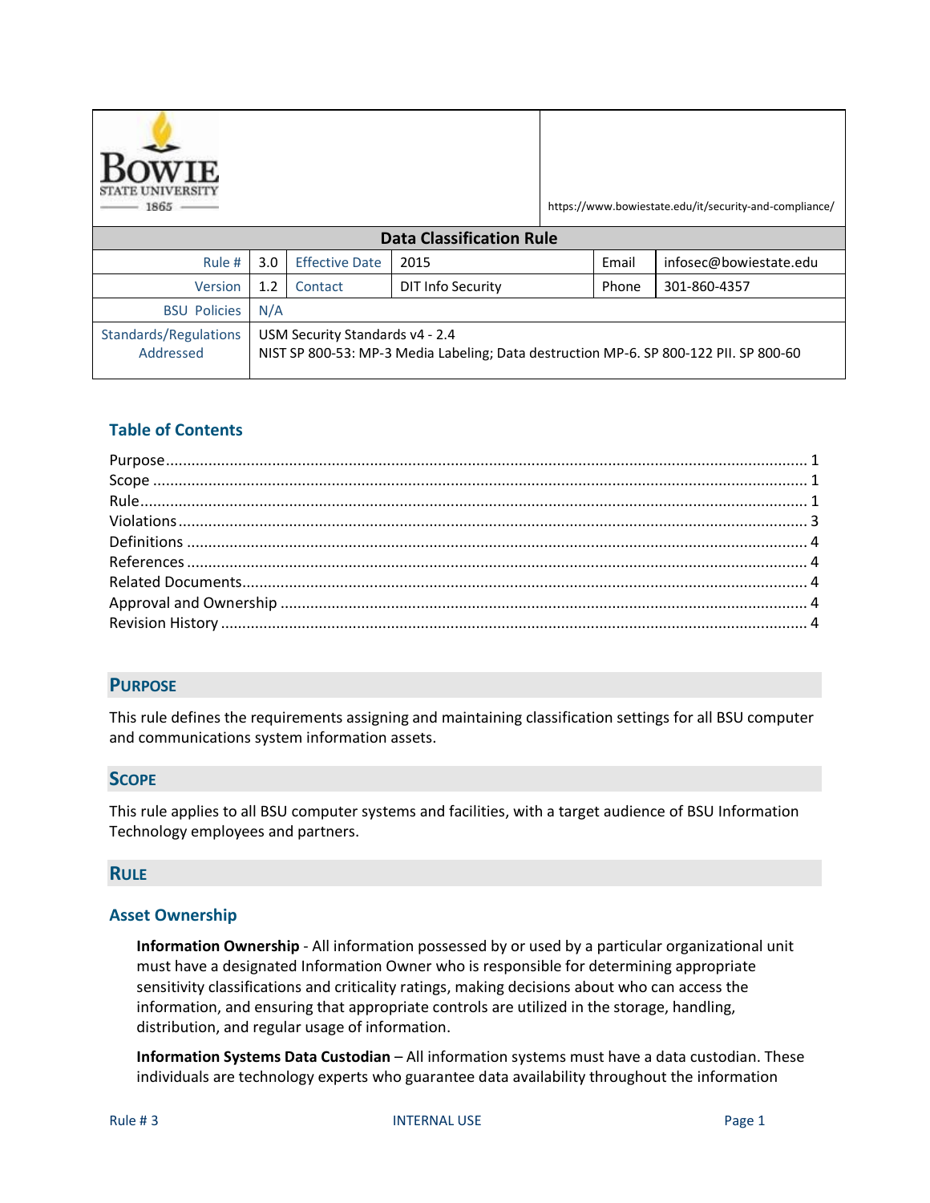https://www.bowiestate.edu/it/security-and-compliance/

| Data Classification Rule | | | | | |
|---|---|---|---|---|---|
| Rule # | 3.0 | Effective Date | 2015 | Email | infosec@bowiestate.edu |
| Version | 1.2 | Contact | DIT Info Security | Phone | 301-860-4357 |
| BSU Policies | N/A | | | | |
| Standards/Regulations Addressed | USM Security Standards v4 - 2.4<br>NIST SP 800-53: MP-3 Media Labeling; Data destruction MP-6. SP 800-122 PII. SP 800-60 | | | | |

## Table of Contents

- Purpose ... 1
- Scope ... 1
- Rule ... 1
- Violations ... 3
- Definitions ... 4
- References ... 4
- Related Documents ... 4
- Approval and Ownership ... 4
- Revision History ... 4

## Purpose

This rule defines the requirements assigning and maintaining classification settings for all BSU computer and communications system information assets.

## Scope

This rule applies to all BSU computer systems and facilities, with a target audience of BSU Information Technology employees and partners.

## Rule

### Asset Ownership

**Information Ownership** - All information possessed by or used by a particular organizational unit must have a designated Information Owner who is responsible for determining appropriate sensitivity classifications and criticality ratings, making decisions about who can access the information, and ensuring that appropriate controls are utilized in the storage, handling, distribution, and regular usage of information.

**Information Systems Data Custodian** – All information systems must have a data custodian. These individuals are technology experts who guarantee data availability throughout the information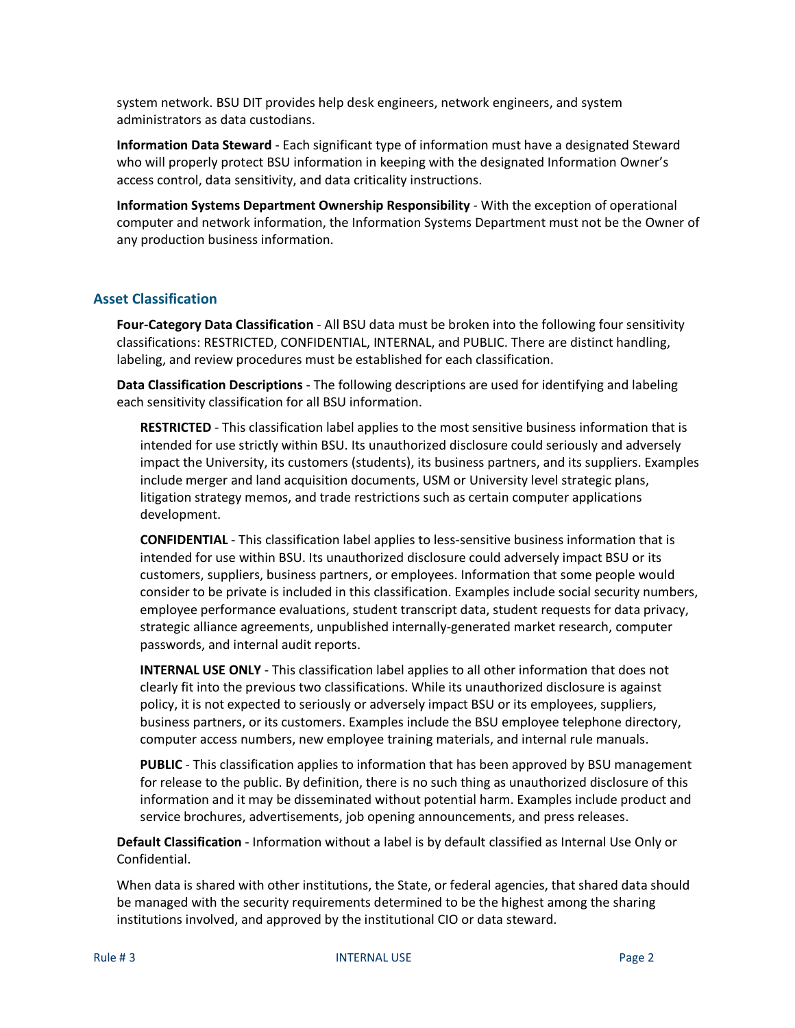system network. BSU DIT provides help desk engineers, network engineers, and system administrators as data custodians.

**Information Data Steward** - Each significant type of information must have a designated Steward who will properly protect BSU information in keeping with the designated Information Owner's access control, data sensitivity, and data criticality instructions.

**Information Systems Department Ownership Responsibility** - With the exception of operational computer and network information, the Information Systems Department must not be the Owner of any production business information.

## Asset Classification

**Four-Category Data Classification** - All BSU data must be broken into the following four sensitivity classifications: RESTRICTED, CONFIDENTIAL, INTERNAL, and PUBLIC. There are distinct handling, labeling, and review procedures must be established for each classification.

**Data Classification Descriptions** - The following descriptions are used for identifying and labeling each sensitivity classification for all BSU information.

**RESTRICTED** - This classification label applies to the most sensitive business information that is intended for use strictly within BSU. Its unauthorized disclosure could seriously and adversely impact the University, its customers (students), its business partners, and its suppliers. Examples include merger and land acquisition documents, USM or University level strategic plans, litigation strategy memos, and trade restrictions such as certain computer applications development.

**CONFIDENTIAL** - This classification label applies to less-sensitive business information that is intended for use within BSU. Its unauthorized disclosure could adversely impact BSU or its customers, suppliers, business partners, or employees. Information that some people would consider to be private is included in this classification. Examples include social security numbers, employee performance evaluations, student transcript data, student requests for data privacy, strategic alliance agreements, unpublished internally-generated market research, computer passwords, and internal audit reports.

**INTERNAL USE ONLY** - This classification label applies to all other information that does not clearly fit into the previous two classifications. While its unauthorized disclosure is against policy, it is not expected to seriously or adversely impact BSU or its employees, suppliers, business partners, or its customers. Examples include the BSU employee telephone directory, computer access numbers, new employee training materials, and internal rule manuals.

**PUBLIC** - This classification applies to information that has been approved by BSU management for release to the public. By definition, there is no such thing as unauthorized disclosure of this information and it may be disseminated without potential harm. Examples include product and service brochures, advertisements, job opening announcements, and press releases.

**Default Classification** - Information without a label is by default classified as Internal Use Only or Confidential.

When data is shared with other institutions, the State, or federal agencies, that shared data should be managed with the security requirements determined to be the highest among the sharing institutions involved, and approved by the institutional CIO or data steward.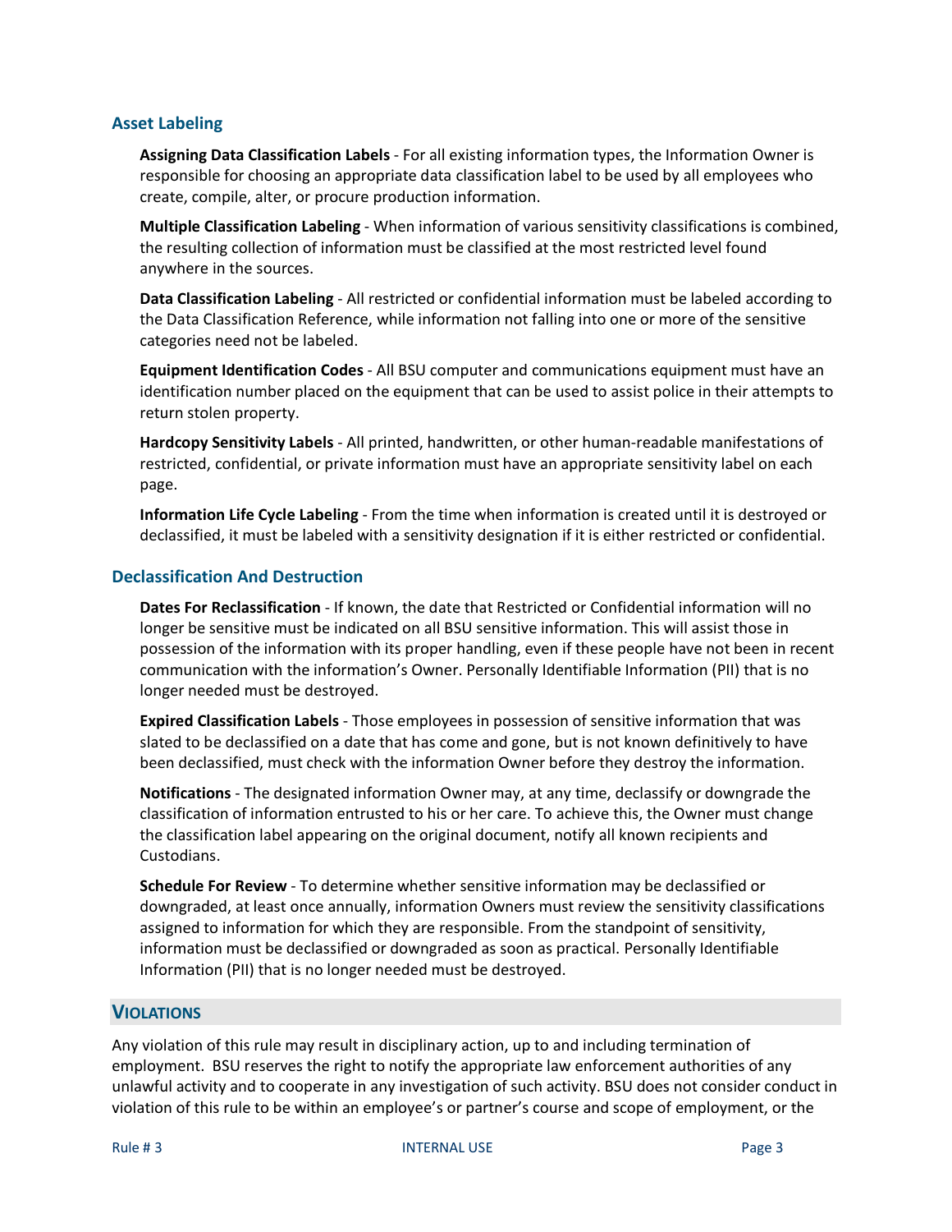### Asset Labeling

**Assigning Data Classification Labels** - For all existing information types, the Information Owner is responsible for choosing an appropriate data classification label to be used by all employees who create, compile, alter, or procure production information.

**Multiple Classification Labeling** - When information of various sensitivity classifications is combined, the resulting collection of information must be classified at the most restricted level found anywhere in the sources.

**Data Classification Labeling** - All restricted or confidential information must be labeled according to the Data Classification Reference, while information not falling into one or more of the sensitive categories need not be labeled.

**Equipment Identification Codes** - All BSU computer and communications equipment must have an identification number placed on the equipment that can be used to assist police in their attempts to return stolen property.

**Hardcopy Sensitivity Labels** - All printed, handwritten, or other human-readable manifestations of restricted, confidential, or private information must have an appropriate sensitivity label on each page.

**Information Life Cycle Labeling** - From the time when information is created until it is destroyed or declassified, it must be labeled with a sensitivity designation if it is either restricted or confidential.

### Declassification And Destruction

**Dates For Reclassification** - If known, the date that Restricted or Confidential information will no longer be sensitive must be indicated on all BSU sensitive information. This will assist those in possession of the information with its proper handling, even if these people have not been in recent communication with the information's Owner. Personally Identifiable Information (PII) that is no longer needed must be destroyed.

**Expired Classification Labels** - Those employees in possession of sensitive information that was slated to be declassified on a date that has come and gone, but is not known definitively to have been declassified, must check with the information Owner before they destroy the information.

**Notifications** - The designated information Owner may, at any time, declassify or downgrade the classification of information entrusted to his or her care. To achieve this, the Owner must change the classification label appearing on the original document, notify all known recipients and Custodians.

**Schedule For Review** - To determine whether sensitive information may be declassified or downgraded, at least once annually, information Owners must review the sensitivity classifications assigned to information for which they are responsible. From the standpoint of sensitivity, information must be declassified or downgraded as soon as practical. Personally Identifiable Information (PII) that is no longer needed must be destroyed.

## Violations

Any violation of this rule may result in disciplinary action, up to and including termination of employment. BSU reserves the right to notify the appropriate law enforcement authorities of any unlawful activity and to cooperate in any investigation of such activity. BSU does not consider conduct in violation of this rule to be within an employee's or partner's course and scope of employment, or the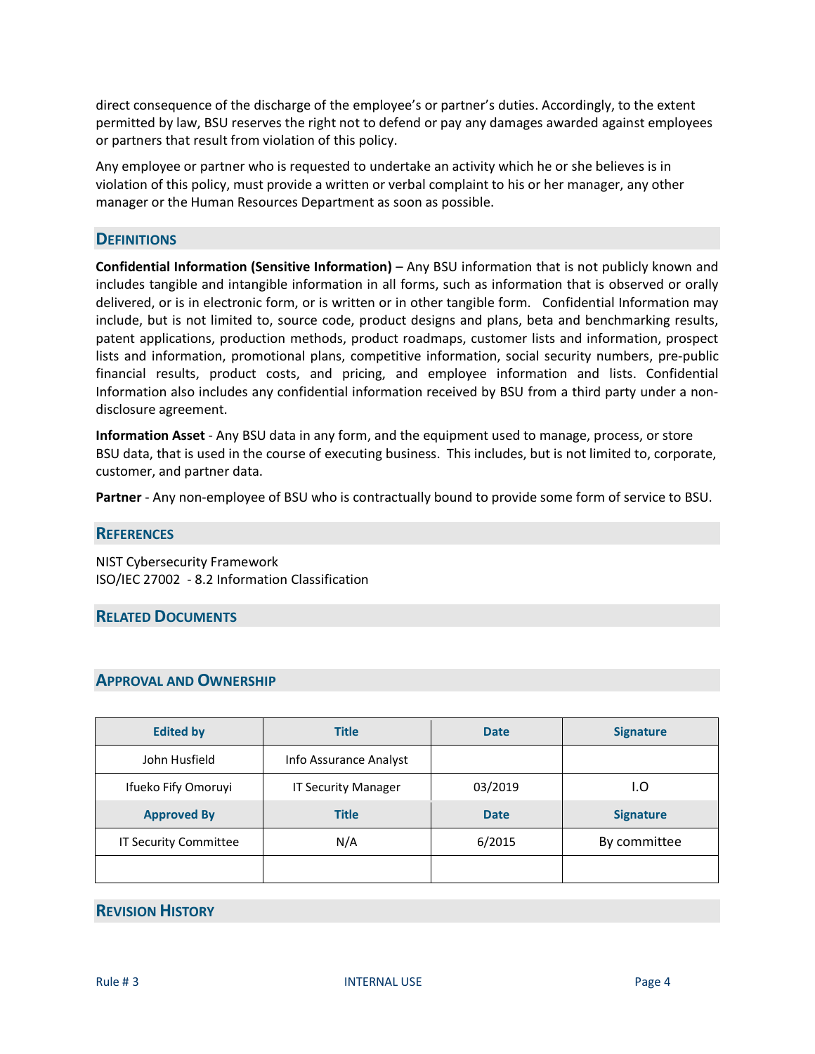direct consequence of the discharge of the employee's or partner's duties. Accordingly, to the extent permitted by law, BSU reserves the right not to defend or pay any damages awarded against employees or partners that result from violation of this policy.

Any employee or partner who is requested to undertake an activity which he or she believes is in violation of this policy, must provide a written or verbal complaint to his or her manager, any other manager or the Human Resources Department as soon as possible.

## Definitions

**Confidential Information (Sensitive Information)** – Any BSU information that is not publicly known and includes tangible and intangible information in all forms, such as information that is observed or orally delivered, or is in electronic form, or is written or in other tangible form. Confidential Information may include, but is not limited to, source code, product designs and plans, beta and benchmarking results, patent applications, production methods, product roadmaps, customer lists and information, prospect lists and information, promotional plans, competitive information, social security numbers, pre-public financial results, product costs, and pricing, and employee information and lists. Confidential Information also includes any confidential information received by BSU from a third party under a non-disclosure agreement.

**Information Asset** - Any BSU data in any form, and the equipment used to manage, process, or store BSU data, that is used in the course of executing business. This includes, but is not limited to, corporate, customer, and partner data.

**Partner** - Any non-employee of BSU who is contractually bound to provide some form of service to BSU.

## References

NIST Cybersecurity Framework
ISO/IEC 27002 - 8.2 Information Classification

## Related Documents

## Approval and Ownership

| Edited by | Title | Date | Signature |
|---|---|---|---|
| John Husfield | Info Assurance Analyst | | |
| Ifueko Fify Omoruyi | IT Security Manager | 03/2019 | I.O |
| **Approved By** | **Title** | **Date** | **Signature** |
| IT Security Committee | N/A | 6/2015 | By committee |
| | | | |

## Revision History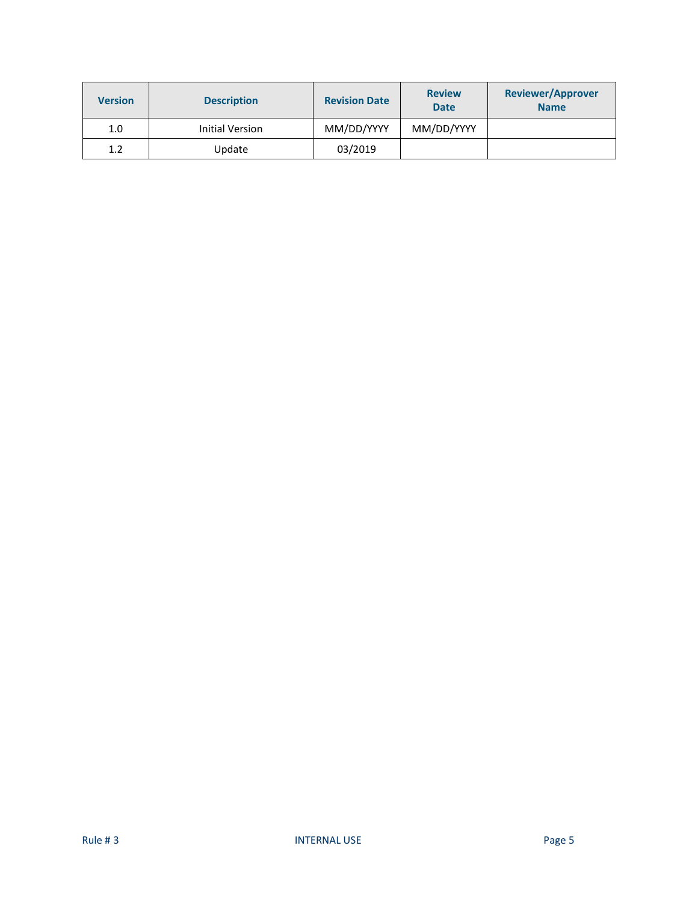| Version | Description | Revision Date | Review Date | Reviewer/Approver Name |
|---|---|---|---|---|
| 1.0 | Initial Version | MM/DD/YYYY | MM/DD/YYYY | |
| 1.2 | Update | 03/2019 | | |